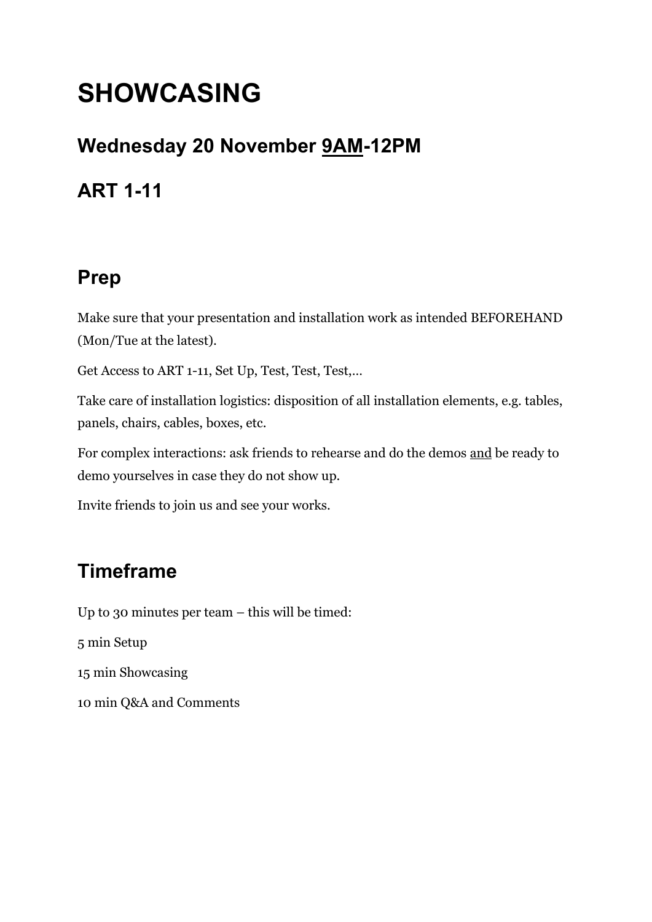# SHOWCASING

## Wednesday 20 November <u>9AM</u>-12PM

## ART 1-11

## Prep

Make sure that your presentation and installation work as intended BEFOREHAND (Mon/Tue at the latest).

Get Access to ART 1-11, Set Up, Test, Test, Test,...

Take care of installation logistics: disposition of all installation elements, e.g. tables, panels, chairs, cables, boxes, etc.

For complex interactions: ask friends to rehearse and do the demos <u>and</u> be ready to demo yourselves in case they do not show up.

Invite friends to join us and see your works.

## Timeframe

Up to 30 minutes per team – this will be timed:

5 min Setup

15 min Showcasing

10 min Q&A and Comments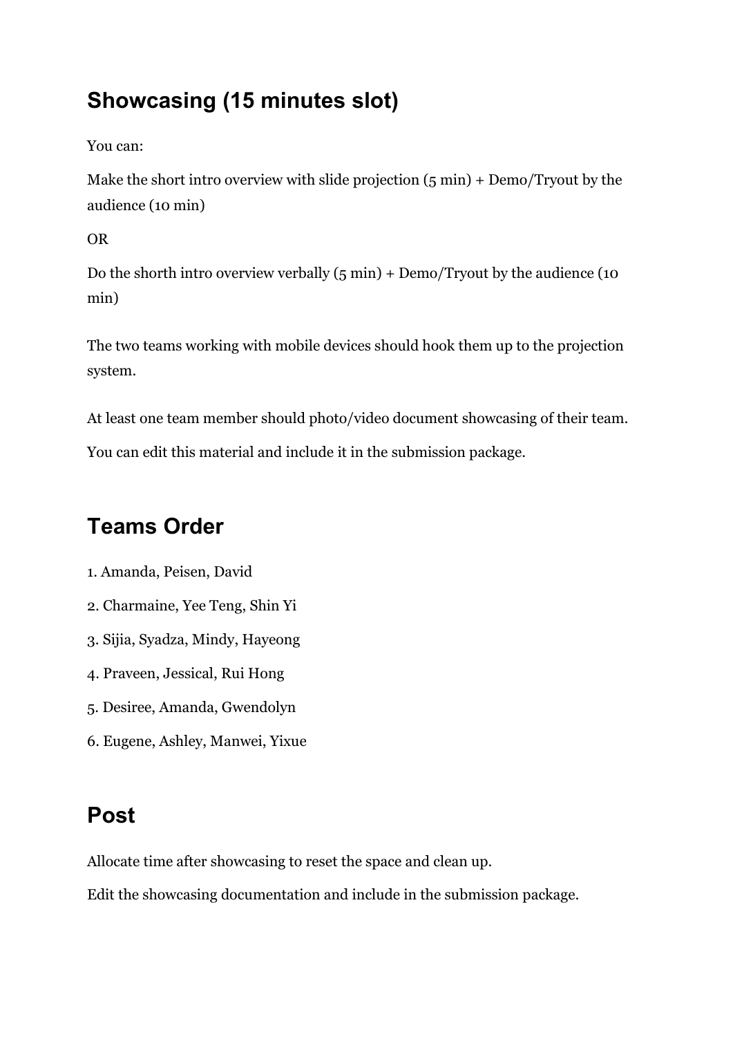## Showcasing (15 minutes slot)

You can:

Make the short intro overview with slide projection (5 min) + Demo/Tryout by the audience (10 min)

OR

Do the shorth intro overview verbally (5 min) + Demo/Tryout by the audience (10 min)

The two teams working with mobile devices should hook them up to the projection system.

At least one team member should photo/video document showcasing of their team.

You can edit this material and include it in the submission package.

## Teams Order

1. Amanda, Peisen, David
2. Charmaine, Yee Teng, Shin Yi
3. Sijia, Syadza, Mindy, Hayeong
4. Praveen, Jessical, Rui Hong
5. Desiree, Amanda, Gwendolyn
6. Eugene, Ashley, Manwei, Yixue

## Post

Allocate time after showcasing to reset the space and clean up.

Edit the showcasing documentation and include in the submission package.